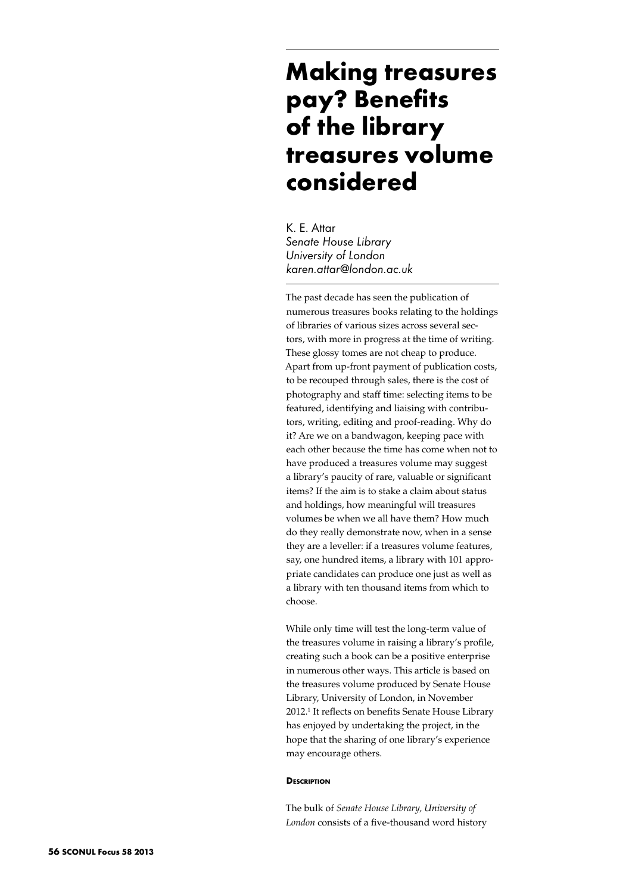# Making treasures pay? Benefits of the library treasures volume considered

K. E. Attar
*Senate House Library*
*University of London*
*karen.attar@london.ac.uk*

The past decade has seen the publication of numerous treasures books relating to the holdings of libraries of various sizes across several sectors, with more in progress at the time of writing. These glossy tomes are not cheap to produce. Apart from up-front payment of publication costs, to be recouped through sales, there is the cost of photography and staff time: selecting items to be featured, identifying and liaising with contributors, writing, editing and proof-reading. Why do it? Are we on a bandwagon, keeping pace with each other because the time has come when not to have produced a treasures volume may suggest a library's paucity of rare, valuable or significant items? If the aim is to stake a claim about status and holdings, how meaningful will treasures volumes be when we all have them? How much do they really demonstrate now, when in a sense they are a leveller: if a treasures volume features, say, one hundred items, a library with 101 appropriate candidates can produce one just as well as a library with ten thousand items from which to choose.

While only time will test the long-term value of the treasures volume in raising a library's profile, creating such a book can be a positive enterprise in numerous other ways. This article is based on the treasures volume produced by Senate House Library, University of London, in November 2012.[1] It reflects on benefits Senate House Library has enjoyed by undertaking the project, in the hope that the sharing of one library's experience may encourage others.

#### Description

The bulk of *Senate House Library, University of London* consists of a five-thousand word history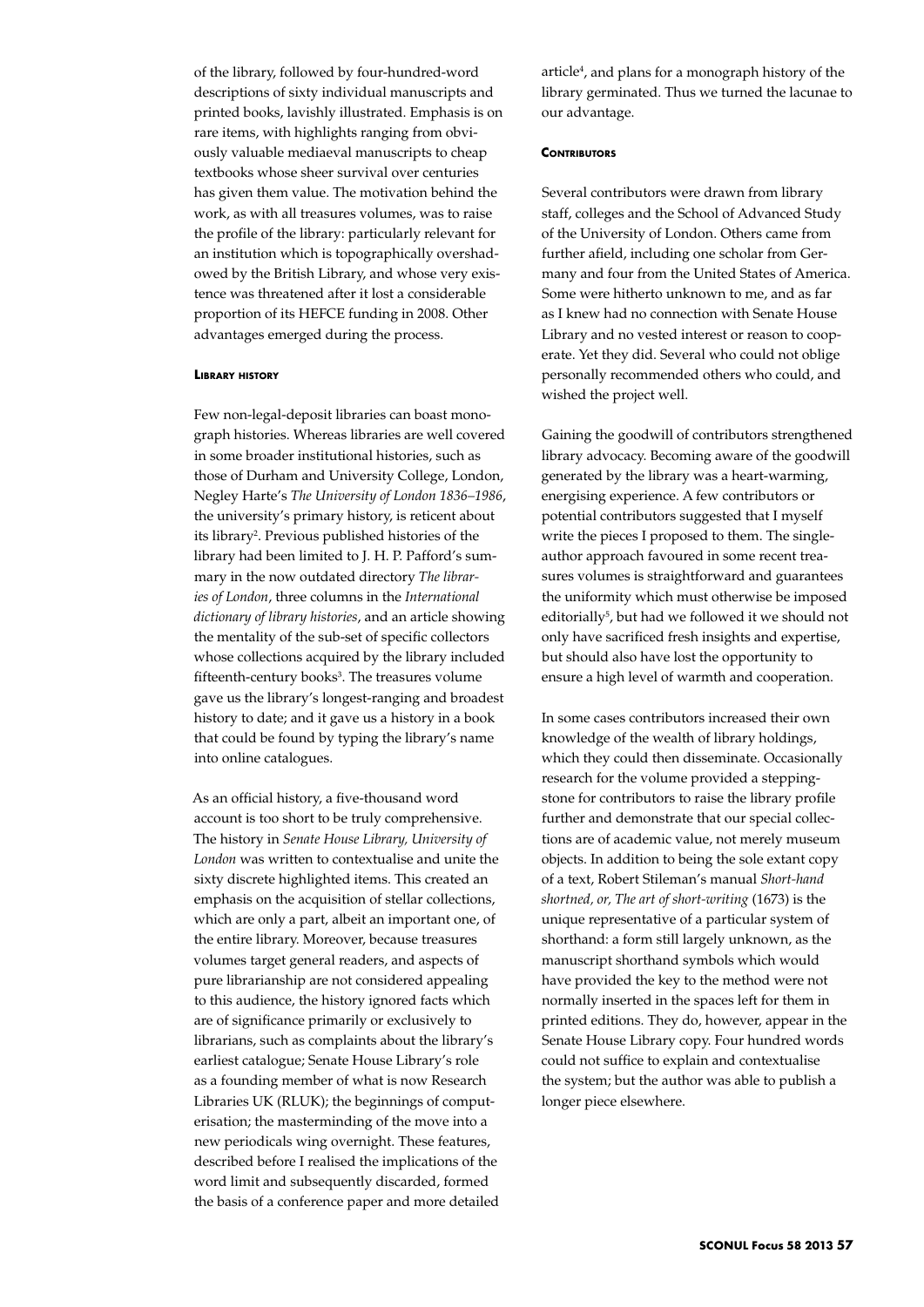of the library, followed by four-hundred-word descriptions of sixty individual manuscripts and printed books, lavishly illustrated. Emphasis is on rare items, with highlights ranging from obviously valuable mediaeval manuscripts to cheap textbooks whose sheer survival over centuries has given them value. The motivation behind the work, as with all treasures volumes, was to raise the profile of the library: particularly relevant for an institution which is topographically overshadowed by the British Library, and whose very existence was threatened after it lost a considerable proportion of its HEFCE funding in 2008. Other advantages emerged during the process.

### Library history

Few non-legal-deposit libraries can boast monograph histories. Whereas libraries are well covered in some broader institutional histories, such as those of Durham and University College, London, Negley Harte's *The University of London 1836–1986*, the university's primary history, is reticent about its library[2]. Previous published histories of the library had been limited to J. H. P. Pafford's summary in the now outdated directory *The libraries of London*, three columns in the *International dictionary of library histories*, and an article showing the mentality of the sub-set of specific collectors whose collections acquired by the library included fifteenth-century books[3]. The treasures volume gave us the library's longest-ranging and broadest history to date; and it gave us a history in a book that could be found by typing the library's name into online catalogues.

As an official history, a five-thousand word account is too short to be truly comprehensive. The history in *Senate House Library, University of London* was written to contextualise and unite the sixty discrete highlighted items. This created an emphasis on the acquisition of stellar collections, which are only a part, albeit an important one, of the entire library. Moreover, because treasures volumes target general readers, and aspects of pure librarianship are not considered appealing to this audience, the history ignored facts which are of significance primarily or exclusively to librarians, such as complaints about the library's earliest catalogue; Senate House Library's role as a founding member of what is now Research Libraries UK (RLUK); the beginnings of computerisation; the masterminding of the move into a new periodicals wing overnight. These features, described before I realised the implications of the word limit and subsequently discarded, formed the basis of a conference paper and more detailed article[4], and plans for a monograph history of the library germinated. Thus we turned the lacunae to our advantage.

### Contributors

Several contributors were drawn from library staff, colleges and the School of Advanced Study of the University of London. Others came from further afield, including one scholar from Germany and four from the United States of America. Some were hitherto unknown to me, and as far as I knew had no connection with Senate House Library and no vested interest or reason to cooperate. Yet they did. Several who could not oblige personally recommended others who could, and wished the project well.

Gaining the goodwill of contributors strengthened library advocacy. Becoming aware of the goodwill generated by the library was a heart-warming, energising experience. A few contributors or potential contributors suggested that I myself write the pieces I proposed to them. The single-author approach favoured in some recent treasures volumes is straightforward and guarantees the uniformity which must otherwise be imposed editorially[5], but had we followed it we should not only have sacrificed fresh insights and expertise, but should also have lost the opportunity to ensure a high level of warmth and cooperation.

In some cases contributors increased their own knowledge of the wealth of library holdings, which they could then disseminate. Occasionally research for the volume provided a stepping-stone for contributors to raise the library profile further and demonstrate that our special collections are of academic value, not merely museum objects. In addition to being the sole extant copy of a text, Robert Stileman's manual *Short-hand shortned, or, The art of short-writing* (1673) is the unique representative of a particular system of shorthand: a form still largely unknown, as the manuscript shorthand symbols which would have provided the key to the method were not normally inserted in the spaces left for them in printed editions. They do, however, appear in the Senate House Library copy. Four hundred words could not suffice to explain and contextualise the system; but the author was able to publish a longer piece elsewhere.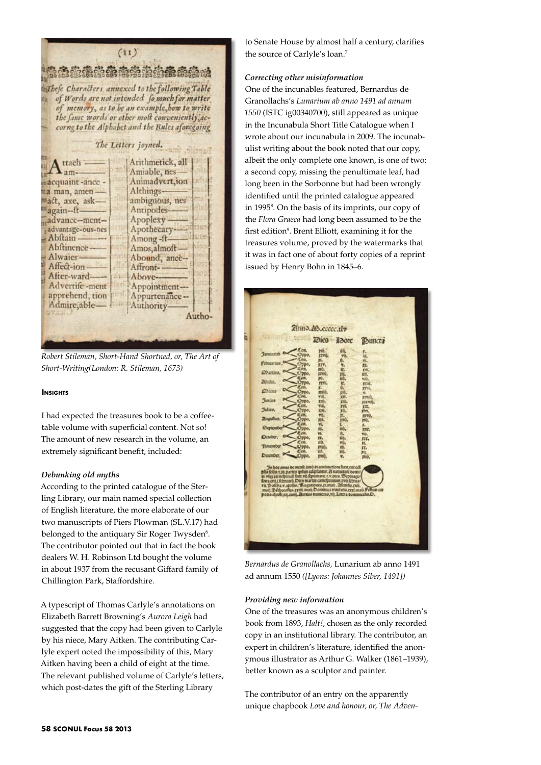*Robert Stileman, Short-Hand Shortned, or, The Art of Short-Writing(London: R. Stileman, 1673)*

### Insights

I had expected the treasures book to be a coffee-table volume with superficial content. Not so! The amount of new research in the volume, an extremely significant benefit, included:

#### *Debunking old myths*

According to the printed catalogue of the Sterling Library, our main named special collection of English literature, the more elaborate of our two manuscripts of Piers Plowman (SL.V.17) had belonged to the antiquary Sir Roger Twysden[6]. The contributor pointed out that in fact the book dealers W. H. Robinson Ltd bought the volume in about 1937 from the recusant Giffard family of Chillington Park, Staffordshire.

A typescript of Thomas Carlyle's annotations on Elizabeth Barrett Browning's *Aurora Leigh* had suggested that the copy had been given to Carlyle by his niece, Mary Aitken. The contributing Carlyle expert noted the impossibility of this, Mary Aitken having been a child of eight at the time. The relevant published volume of Carlyle's letters, which post-dates the gift of the Sterling Library to Senate House by almost half a century, clarifies the source of Carlyle's loan.[7]

#### *Correcting other misinformation*

One of the incunables featured, Bernardus de Granollachs's *Lunarium ab anno 1491 ad annum 1550* (ISTC ig00340700), still appeared as unique in the Incunabula Short Title Catalogue when I wrote about our incunabula in 2009. The incunabulist writing about the book noted that our copy, albeit the only complete one known, is one of two: a second copy, missing the penultimate leaf, had long been in the Sorbonne but had been wrongly identified until the printed catalogue appeared in 1995[8]. On the basis of its imprints, our copy of the *Flora Graeca* had long been assumed to be the first edition[9]. Brent Elliott, examining it for the treasures volume, proved by the watermarks that it was in fact one of about forty copies of a reprint issued by Henry Bohn in 1845–6.

*Bernardus de Granollachs,* Lunarium ab anno 1491 ad annum 1550 *([Lyons: Johannes Siber, 1491])*

#### *Providing new information*

One of the treasures was an anonymous children's book from 1893, *Halt!*, chosen as the only recorded copy in an institutional library. The contributor, an expert in children's literature, identified the anonymous illustrator as Arthur G. Walker (1861–1939), better known as a sculptor and painter.

The contributor of an entry on the apparently unique chapbook *Love and honour, or, The Adven-*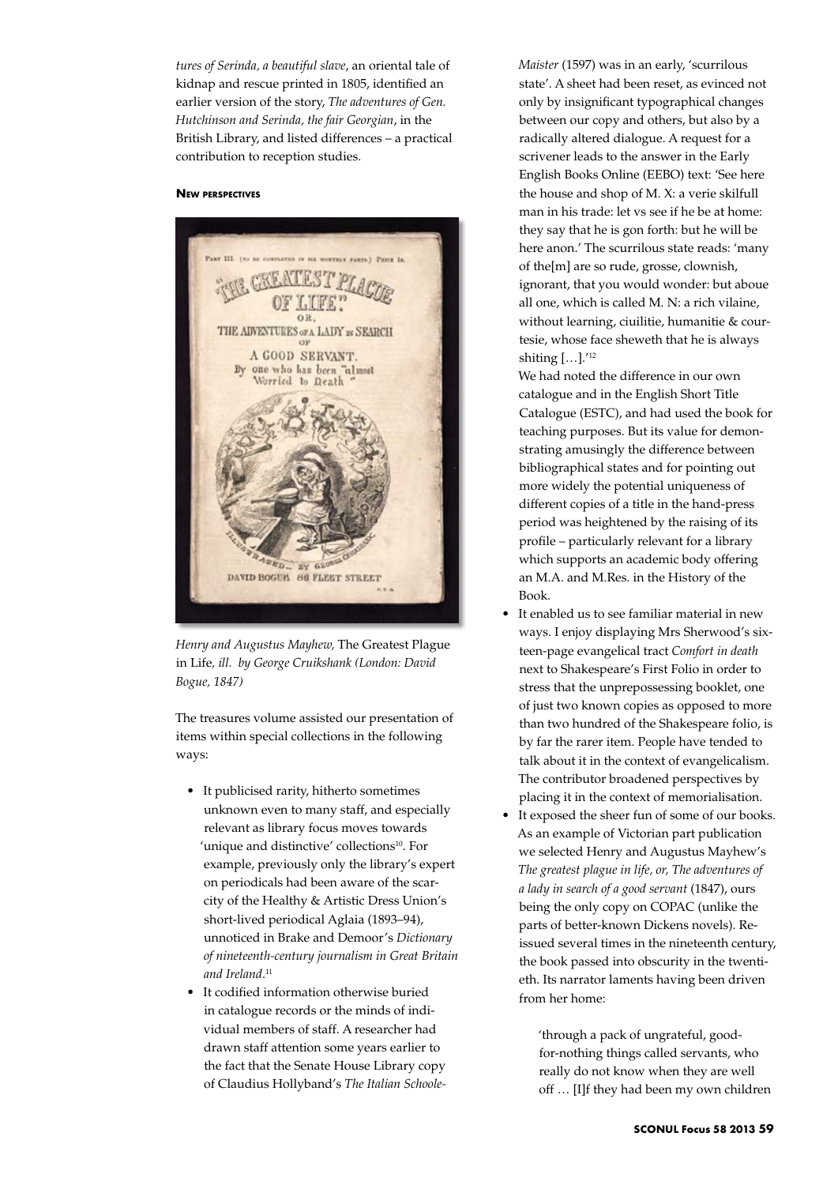*tures of Serinda, a beautiful slave*, an oriental tale of kidnap and rescue printed in 1805, identified an earlier version of the story, *The adventures of Gen. Hutchinson and Serinda, the fair Georgian*, in the British Library, and listed differences – a practical contribution to reception studies.

#### New perspectives

*Henry and Augustus Mayhew,* The Greatest Plague in Life*, ill. by George Cruikshank (London: David Bogue, 1847)*

The treasures volume assisted our presentation of items within special collections in the following ways:

- It publicised rarity, hitherto sometimes unknown even to many staff, and especially relevant as library focus moves towards 'unique and distinctive' collections[10]. For example, previously only the library's expert on periodicals had been aware of the scarcity of the Healthy & Artistic Dress Union's short-lived periodical Aglaia (1893–94), unnoticed in Brake and Demoor's *Dictionary of nineteenth-century journalism in Great Britain and Ireland*.[11]
- It codified information otherwise buried in catalogue records or the minds of individual members of staff. A researcher had drawn staff attention some years earlier to the fact that the Senate House Library copy of Claudius Hollyband's *The Italian Schoole-Maister* (1597) was in an early, 'scurrilous state'. A sheet had been reset, as evinced not only by insignificant typographical changes between our copy and others, but also by a radically altered dialogue. A request for a scrivener leads to the answer in the Early English Books Online (EEBO) text: 'See here the house and shop of M. X: a verie skilfull man in his trade: let vs see if he be at home: they say that he is gon forth: but he will be here anon.' The scurrilous state reads: 'many of the[m] are so rude, grosse, clownish, ignorant, that you would wonder: but aboue all one, which is called M. N: a rich vilaine, without learning, ciuilitie, humanitie & courtesie, whose face sheweth that he is always shiting […].'[12]

  We had noted the difference in our own catalogue and in the English Short Title Catalogue (ESTC), and had used the book for teaching purposes. But its value for demonstrating amusingly the difference between bibliographical states and for pointing out more widely the potential uniqueness of different copies of a title in the hand-press period was heightened by the raising of its profile – particularly relevant for a library which supports an academic body offering an M.A. and M.Res. in the History of the Book.
- It enabled us to see familiar material in new ways. I enjoy displaying Mrs Sherwood's sixteen-page evangelical tract *Comfort in death* next to Shakespeare's First Folio in order to stress that the unprepossessing booklet, one of just two known copies as opposed to more than two hundred of the Shakespeare folio, is by far the rarer item. People have tended to talk about it in the context of evangelicalism. The contributor broadened perspectives by placing it in the context of memorialisation.
- It exposed the sheer fun of some of our books. As an example of Victorian part publication we selected Henry and Augustus Mayhew's *The greatest plague in life, or, The adventures of a lady in search of a good servant* (1847), ours being the only copy on COPAC (unlike the parts of better-known Dickens novels). Reissued several times in the nineteenth century, the book passed into obscurity in the twentieth. Its narrator laments having been driven from her home:

  > 'through a pack of ungrateful, good-for-nothing things called servants, who really do not know when they are well off … [I]f they had been my own children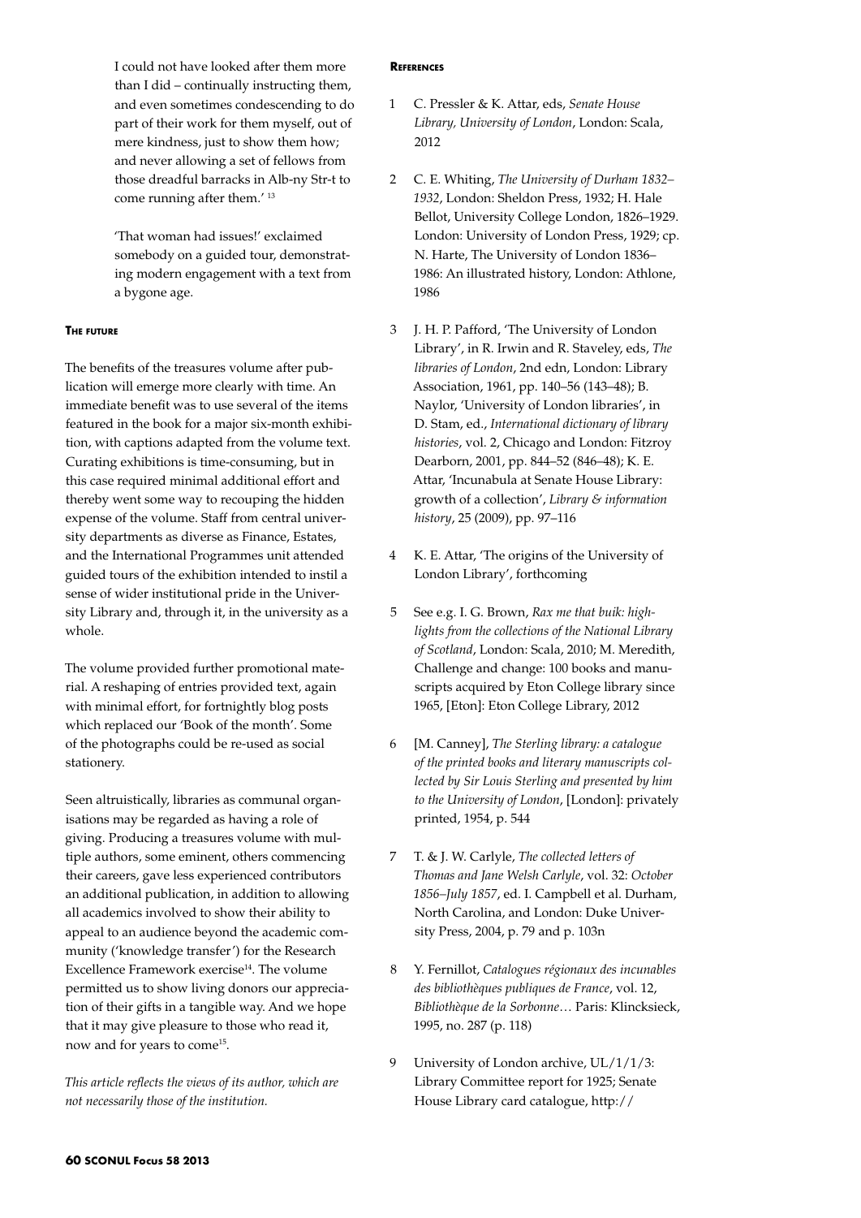I could not have looked after them more than I did – continually instructing them, and even sometimes condescending to do part of their work for them myself, out of mere kindness, just to show them how; and never allowing a set of fellows from those dreadful barracks in Alb-ny Str-t to come running after them.' [13]

'That woman had issues!' exclaimed somebody on a guided tour, demonstrating modern engagement with a text from a bygone age.

## The future

The benefits of the treasures volume after publication will emerge more clearly with time. An immediate benefit was to use several of the items featured in the book for a major six-month exhibition, with captions adapted from the volume text. Curating exhibitions is time-consuming, but in this case required minimal additional effort and thereby went some way to recouping the hidden expense of the volume. Staff from central university departments as diverse as Finance, Estates, and the International Programmes unit attended guided tours of the exhibition intended to instil a sense of wider institutional pride in the University Library and, through it, in the university as a whole.

The volume provided further promotional material. A reshaping of entries provided text, again with minimal effort, for fortnightly blog posts which replaced our 'Book of the month'. Some of the photographs could be re-used as social stationery.

Seen altruistically, libraries as communal organisations may be regarded as having a role of giving. Producing a treasures volume with multiple authors, some eminent, others commencing their careers, gave less experienced contributors an additional publication, in addition to allowing all academics involved to show their ability to appeal to an audience beyond the academic community ('knowledge transfer') for the Research Excellence Framework exercise[14]. The volume permitted us to show living donors our appreciation of their gifts in a tangible way. And we hope that it may give pleasure to those who read it, now and for years to come[15].

*This article reflects the views of its author, which are not necessarily those of the institution.*

## References

1. C. Pressler & K. Attar, eds, *Senate House Library, University of London*, London: Scala, 2012
2. C. E. Whiting, *The University of Durham 1832–1932*, London: Sheldon Press, 1932; H. Hale Bellot, University College London, 1826–1929. London: University of London Press, 1929; cp. N. Harte, The University of London 1836–1986: An illustrated history, London: Athlone, 1986
3. J. H. P. Pafford, 'The University of London Library', in R. Irwin and R. Staveley, eds, *The libraries of London*, 2nd edn, London: Library Association, 1961, pp. 140–56 (143–48); B. Naylor, 'University of London libraries', in D. Stam, ed., *International dictionary of library histories*, vol. 2, Chicago and London: Fitzroy Dearborn, 2001, pp. 844–52 (846–48); K. E. Attar, 'Incunabula at Senate House Library: growth of a collection', *Library & information history*, 25 (2009), pp. 97–116
4. K. E. Attar, 'The origins of the University of London Library', forthcoming
5. See e.g. I. G. Brown, *Rax me that buik: highlights from the collections of the National Library of Scotland*, London: Scala, 2010; M. Meredith, Challenge and change: 100 books and manuscripts acquired by Eton College library since 1965, [Eton]: Eton College Library, 2012
6. [M. Canney], *The Sterling library: a catalogue of the printed books and literary manuscripts collected by Sir Louis Sterling and presented by him to the University of London*, [London]: privately printed, 1954, p. 544
7. T. & J. W. Carlyle, *The collected letters of Thomas and Jane Welsh Carlyle*, vol. 32: *October 1856–July 1857*, ed. I. Campbell et al. Durham, North Carolina, and London: Duke University Press, 2004, p. 79 and p. 103n
8. Y. Fernillot, *Catalogues régionaux des incunables des bibliothèques publiques de France*, vol. 12, *Bibliothèque de la Sorbonne*… Paris: Klincksieck, 1995, no. 287 (p. 118)
9. University of London archive, UL/1/1/3: Library Committee report for 1925; Senate House Library card catalogue, http://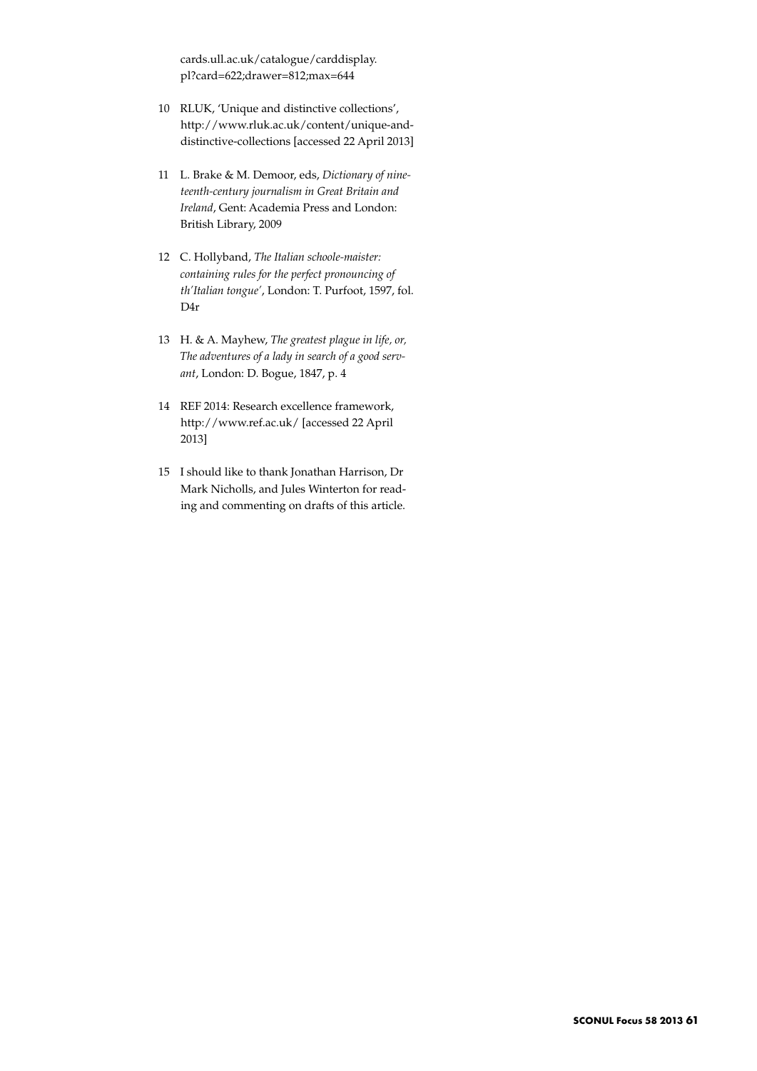cards.ull.ac.uk/catalogue/carddisplay.pl?card=622;drawer=812;max=644

10 RLUK, 'Unique and distinctive collections', http://www.rluk.ac.uk/content/unique-and-distinctive-collections [accessed 22 April 2013]

11 L. Brake & M. Demoor, eds, *Dictionary of nineteenth-century journalism in Great Britain and Ireland*, Gent: Academia Press and London: British Library, 2009

12 C. Hollyband, *The Italian schoole-maister: containing rules for the perfect pronouncing of th'Italian tongue'*, London: T. Purfoot, 1597, fol. D4r

13 H. & A. Mayhew, *The greatest plague in life, or, The adventures of a lady in search of a good servant*, London: D. Bogue, 1847, p. 4

14 REF 2014: Research excellence framework, http://www.ref.ac.uk/ [accessed 22 April 2013]

15 I should like to thank Jonathan Harrison, Dr Mark Nicholls, and Jules Winterton for reading and commenting on drafts of this article.